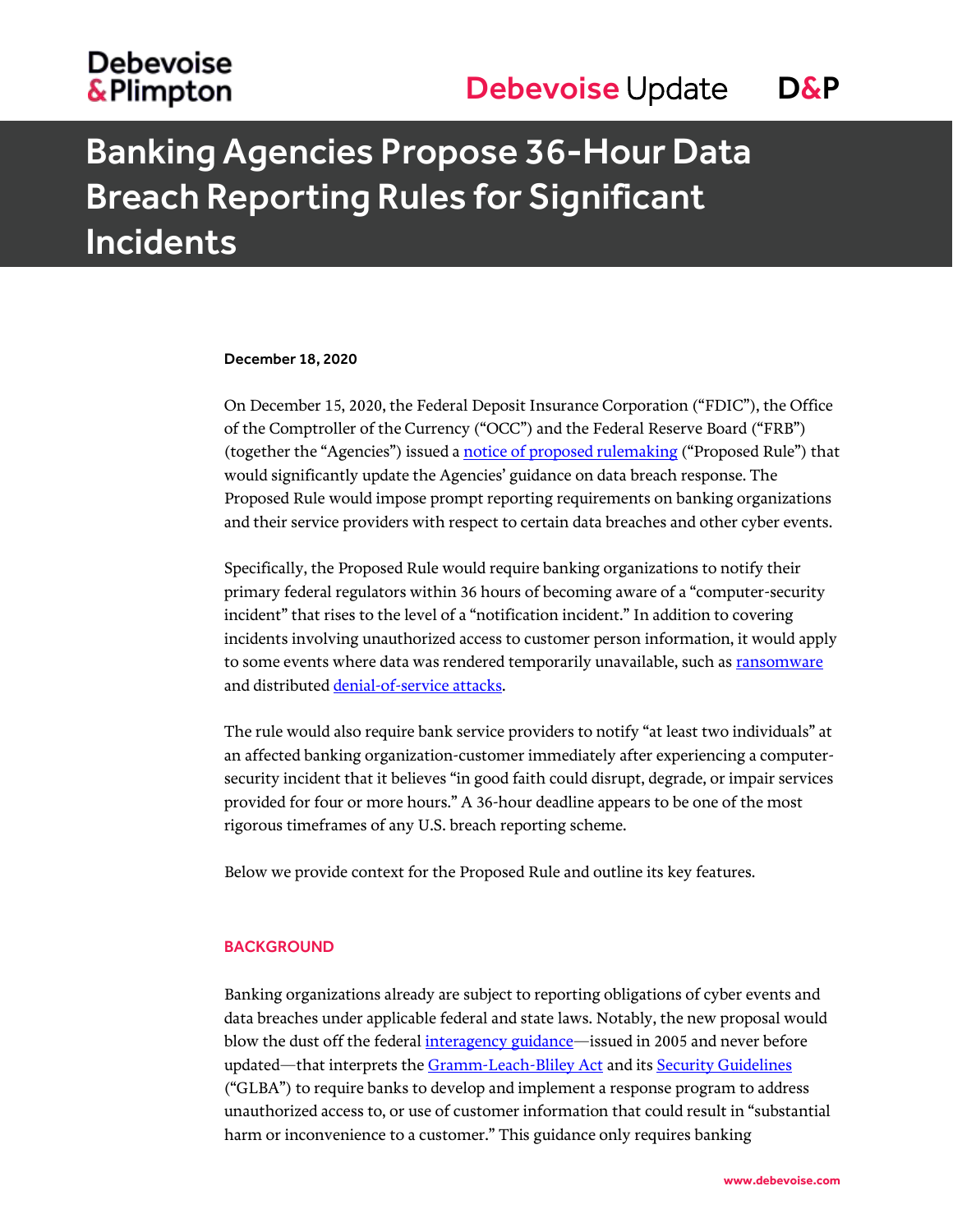# Banking Agencies Propose 36-Hour Data Breach Reporting Rules for Significant Incidents

**December 18, 2020**

On December 15, 2020, the Federal Deposit Insurance Corporation ("FDIC"), the Office of the Comptroller of the Currency ("OCC") and the Federal Reserve Board ("FRB") (together the "Agencies") issued a notice of proposed rulemaking ("Proposed Rule") that would significantly update the Agencies' guidance on data breach response. The Proposed Rule would impose prompt reporting requirements on banking organizations and their service providers with respect to certain data breaches and other cyber events.

Specifically, the Proposed Rule would require banking organizations to notify their primary federal regulators within 36 hours of becoming aware of a "computer-security incident" that rises to the level of a "notification incident." In addition to covering incidents involving unauthorized access to customer person information, it would apply to some events where data was rendered temporarily unavailable, such as ransomware and distributed denial-of-service attacks.

The rule would also require bank service providers to notify "at least two individuals" at an affected banking organization-customer immediately after experiencing a computer-security incident that it believes "in good faith could disrupt, degrade, or impair services provided for four or more hours." A 36-hour deadline appears to be one of the most rigorous timeframes of any U.S. breach reporting scheme.

Below we provide context for the Proposed Rule and outline its key features.

## BACKGROUND

Banking organizations already are subject to reporting obligations of cyber events and data breaches under applicable federal and state laws. Notably, the new proposal would blow the dust off the federal interagency guidance—issued in 2005 and never before updated—that interprets the Gramm-Leach-Bliley Act and its Security Guidelines ("GLBA") to require banks to develop and implement a response program to address unauthorized access to, or use of customer information that could result in "substantial harm or inconvenience to a customer." This guidance only requires banking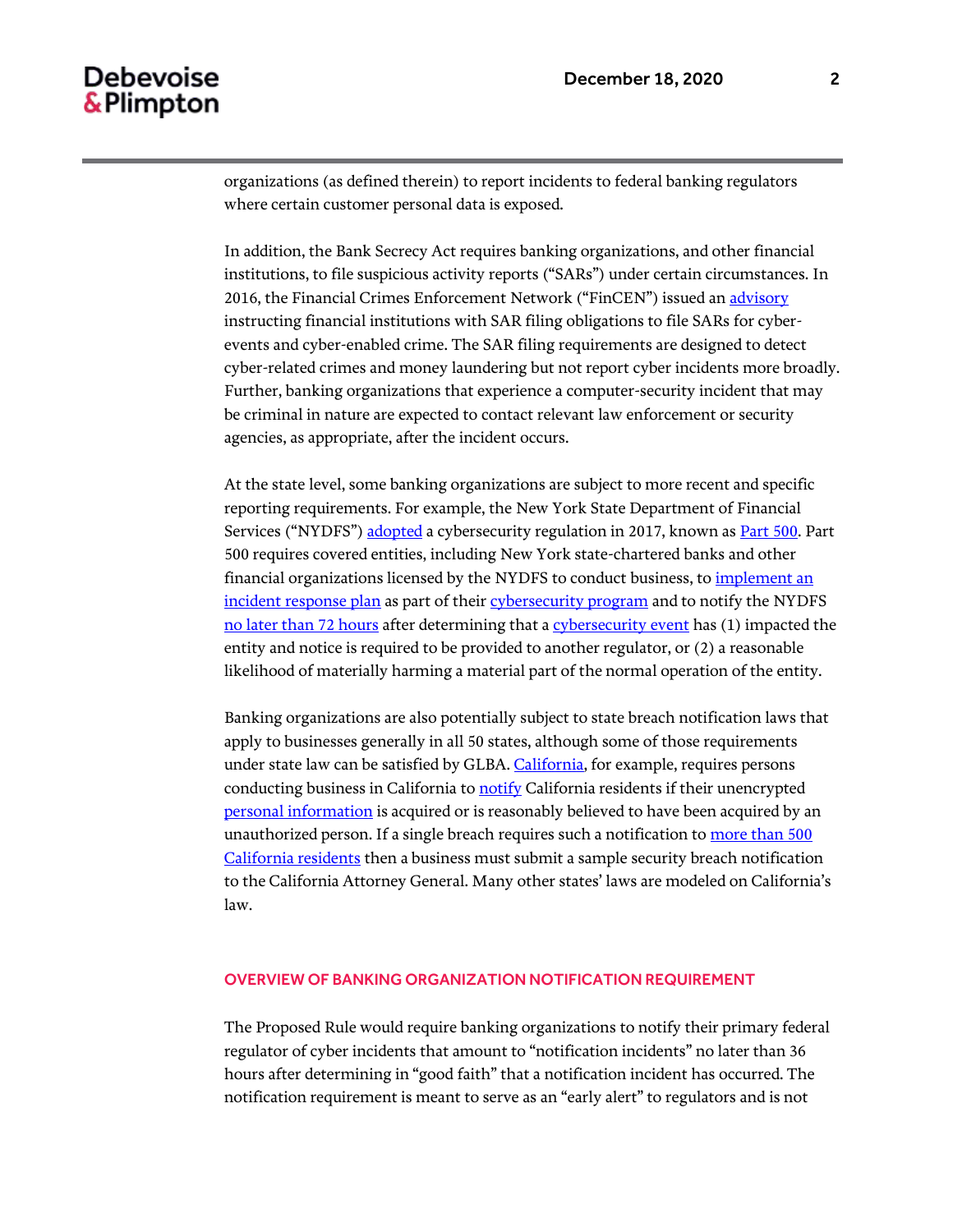organizations (as defined therein) to report incidents to federal banking regulators where certain customer personal data is exposed.

In addition, the Bank Secrecy Act requires banking organizations, and other financial institutions, to file suspicious activity reports ("SARs") under certain circumstances. In 2016, the Financial Crimes Enforcement Network ("FinCEN") issued an advisory instructing financial institutions with SAR filing obligations to file SARs for cyber-events and cyber-enabled crime. The SAR filing requirements are designed to detect cyber-related crimes and money laundering but not report cyber incidents more broadly. Further, banking organizations that experience a computer-security incident that may be criminal in nature are expected to contact relevant law enforcement or security agencies, as appropriate, after the incident occurs.

At the state level, some banking organizations are subject to more recent and specific reporting requirements. For example, the New York State Department of Financial Services ("NYDFS") adopted a cybersecurity regulation in 2017, known as Part 500. Part 500 requires covered entities, including New York state-chartered banks and other financial organizations licensed by the NYDFS to conduct business, to implement an incident response plan as part of their cybersecurity program and to notify the NYDFS no later than 72 hours after determining that a cybersecurity event has (1) impacted the entity and notice is required to be provided to another regulator, or (2) a reasonable likelihood of materially harming a material part of the normal operation of the entity.

Banking organizations are also potentially subject to state breach notification laws that apply to businesses generally in all 50 states, although some of those requirements under state law can be satisfied by GLBA. California, for example, requires persons conducting business in California to notify California residents if their unencrypted personal information is acquired or is reasonably believed to have been acquired by an unauthorized person. If a single breach requires such a notification to more than 500 California residents then a business must submit a sample security breach notification to the California Attorney General. Many other states' laws are modeled on California's law.

## OVERVIEW OF BANKING ORGANIZATION NOTIFICATION REQUIREMENT

The Proposed Rule would require banking organizations to notify their primary federal regulator of cyber incidents that amount to "notification incidents" no later than 36 hours after determining in "good faith" that a notification incident has occurred. The notification requirement is meant to serve as an "early alert" to regulators and is not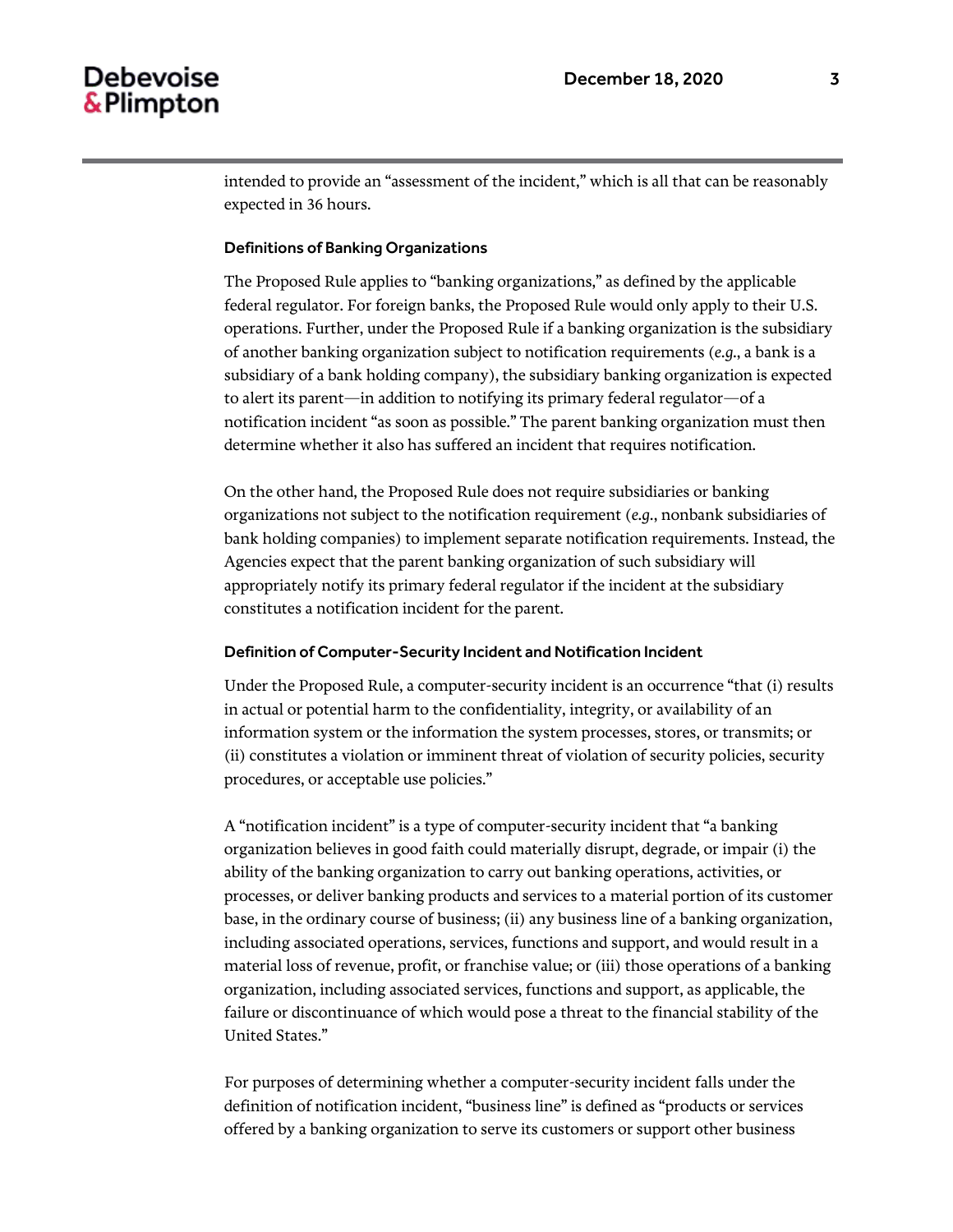intended to provide an "assessment of the incident," which is all that can be reasonably expected in 36 hours.

### Definitions of Banking Organizations

The Proposed Rule applies to "banking organizations," as defined by the applicable federal regulator. For foreign banks, the Proposed Rule would only apply to their U.S. operations. Further, under the Proposed Rule if a banking organization is the subsidiary of another banking organization subject to notification requirements (*e.g.*, a bank is a subsidiary of a bank holding company), the subsidiary banking organization is expected to alert its parent—in addition to notifying its primary federal regulator—of a notification incident "as soon as possible." The parent banking organization must then determine whether it also has suffered an incident that requires notification.

On the other hand, the Proposed Rule does not require subsidiaries or banking organizations not subject to the notification requirement (*e.g.*, nonbank subsidiaries of bank holding companies) to implement separate notification requirements. Instead, the Agencies expect that the parent banking organization of such subsidiary will appropriately notify its primary federal regulator if the incident at the subsidiary constitutes a notification incident for the parent.

### Definition of Computer-Security Incident and Notification Incident

Under the Proposed Rule, a computer-security incident is an occurrence "that (i) results in actual or potential harm to the confidentiality, integrity, or availability of an information system or the information the system processes, stores, or transmits; or (ii) constitutes a violation or imminent threat of violation of security policies, security procedures, or acceptable use policies."

A "notification incident" is a type of computer-security incident that "a banking organization believes in good faith could materially disrupt, degrade, or impair (i) the ability of the banking organization to carry out banking operations, activities, or processes, or deliver banking products and services to a material portion of its customer base, in the ordinary course of business; (ii) any business line of a banking organization, including associated operations, services, functions and support, and would result in a material loss of revenue, profit, or franchise value; or (iii) those operations of a banking organization, including associated services, functions and support, as applicable, the failure or discontinuance of which would pose a threat to the financial stability of the United States."

For purposes of determining whether a computer-security incident falls under the definition of notification incident, "business line" is defined as "products or services offered by a banking organization to serve its customers or support other business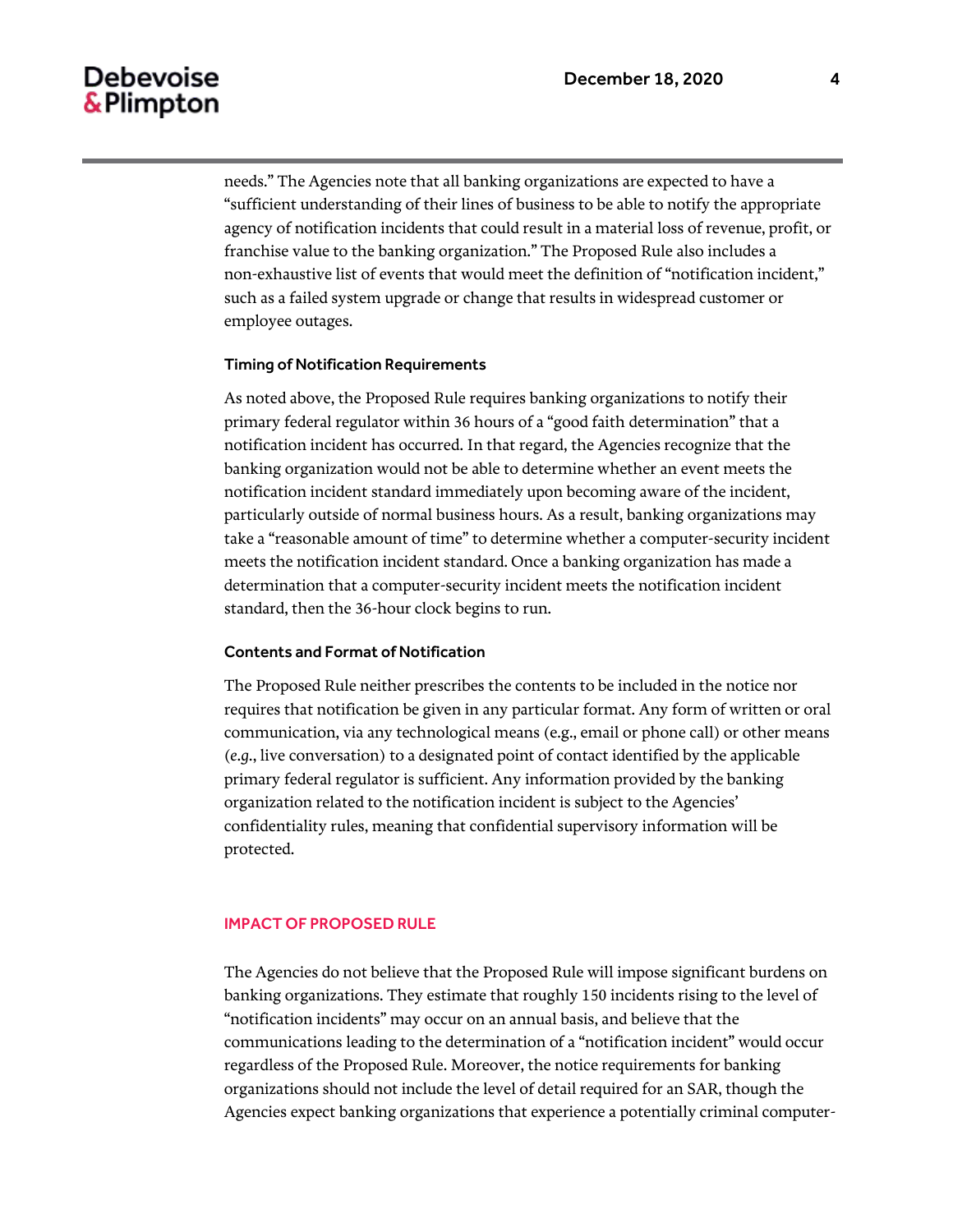needs." The Agencies note that all banking organizations are expected to have a "sufficient understanding of their lines of business to be able to notify the appropriate agency of notification incidents that could result in a material loss of revenue, profit, or franchise value to the banking organization." The Proposed Rule also includes a non-exhaustive list of events that would meet the definition of "notification incident," such as a failed system upgrade or change that results in widespread customer or employee outages.

### Timing of Notification Requirements

As noted above, the Proposed Rule requires banking organizations to notify their primary federal regulator within 36 hours of a "good faith determination" that a notification incident has occurred. In that regard, the Agencies recognize that the banking organization would not be able to determine whether an event meets the notification incident standard immediately upon becoming aware of the incident, particularly outside of normal business hours. As a result, banking organizations may take a "reasonable amount of time" to determine whether a computer-security incident meets the notification incident standard. Once a banking organization has made a determination that a computer-security incident meets the notification incident standard, then the 36-hour clock begins to run.

### Contents and Format of Notification

The Proposed Rule neither prescribes the contents to be included in the notice nor requires that notification be given in any particular format. Any form of written or oral communication, via any technological means (e.g., email or phone call) or other means (*e.g.*, live conversation) to a designated point of contact identified by the applicable primary federal regulator is sufficient. Any information provided by the banking organization related to the notification incident is subject to the Agencies' confidentiality rules, meaning that confidential supervisory information will be protected.

## IMPACT OF PROPOSED RULE

The Agencies do not believe that the Proposed Rule will impose significant burdens on banking organizations. They estimate that roughly 150 incidents rising to the level of "notification incidents" may occur on an annual basis, and believe that the communications leading to the determination of a "notification incident" would occur regardless of the Proposed Rule. Moreover, the notice requirements for banking organizations should not include the level of detail required for an SAR, though the Agencies expect banking organizations that experience a potentially criminal computer-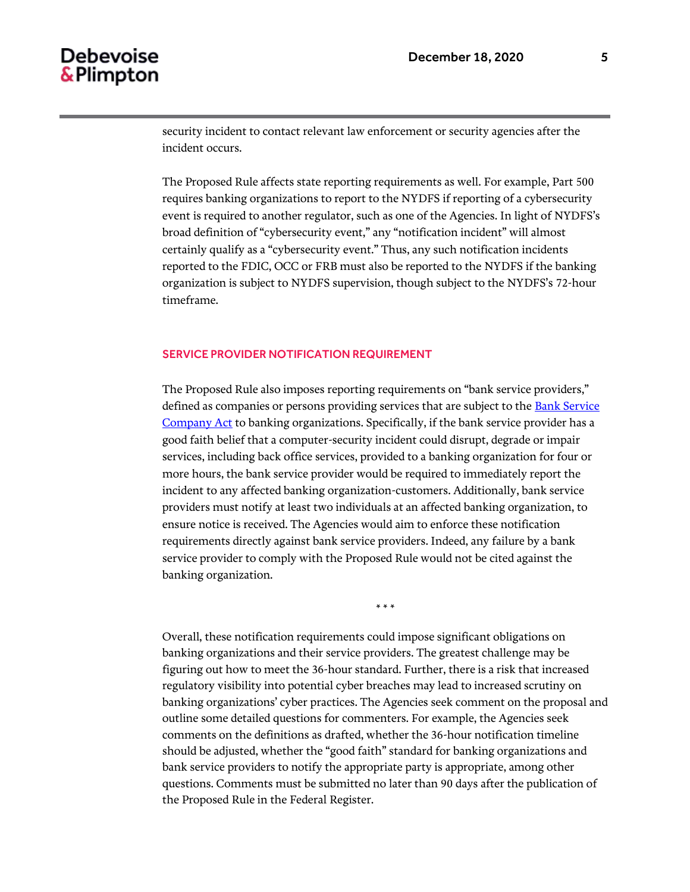security incident to contact relevant law enforcement or security agencies after the incident occurs.

The Proposed Rule affects state reporting requirements as well. For example, Part 500 requires banking organizations to report to the NYDFS if reporting of a cybersecurity event is required to another regulator, such as one of the Agencies. In light of NYDFS's broad definition of "cybersecurity event," any "notification incident" will almost certainly qualify as a "cybersecurity event." Thus, any such notification incidents reported to the FDIC, OCC or FRB must also be reported to the NYDFS if the banking organization is subject to NYDFS supervision, though subject to the NYDFS's 72-hour timeframe.

## SERVICE PROVIDER NOTIFICATION REQUIREMENT

The Proposed Rule also imposes reporting requirements on "bank service providers," defined as companies or persons providing services that are subject to the Bank Service Company Act to banking organizations. Specifically, if the bank service provider has a good faith belief that a computer-security incident could disrupt, degrade or impair services, including back office services, provided to a banking organization for four or more hours, the bank service provider would be required to immediately report the incident to any affected banking organization-customers. Additionally, bank service providers must notify at least two individuals at an affected banking organization, to ensure notice is received. The Agencies would aim to enforce these notification requirements directly against bank service providers. Indeed, any failure by a bank service provider to comply with the Proposed Rule would not be cited against the banking organization.

\* \* \*

Overall, these notification requirements could impose significant obligations on banking organizations and their service providers. The greatest challenge may be figuring out how to meet the 36-hour standard. Further, there is a risk that increased regulatory visibility into potential cyber breaches may lead to increased scrutiny on banking organizations' cyber practices. The Agencies seek comment on the proposal and outline some detailed questions for commenters. For example, the Agencies seek comments on the definitions as drafted, whether the 36-hour notification timeline should be adjusted, whether the "good faith" standard for banking organizations and bank service providers to notify the appropriate party is appropriate, among other questions. Comments must be submitted no later than 90 days after the publication of the Proposed Rule in the Federal Register.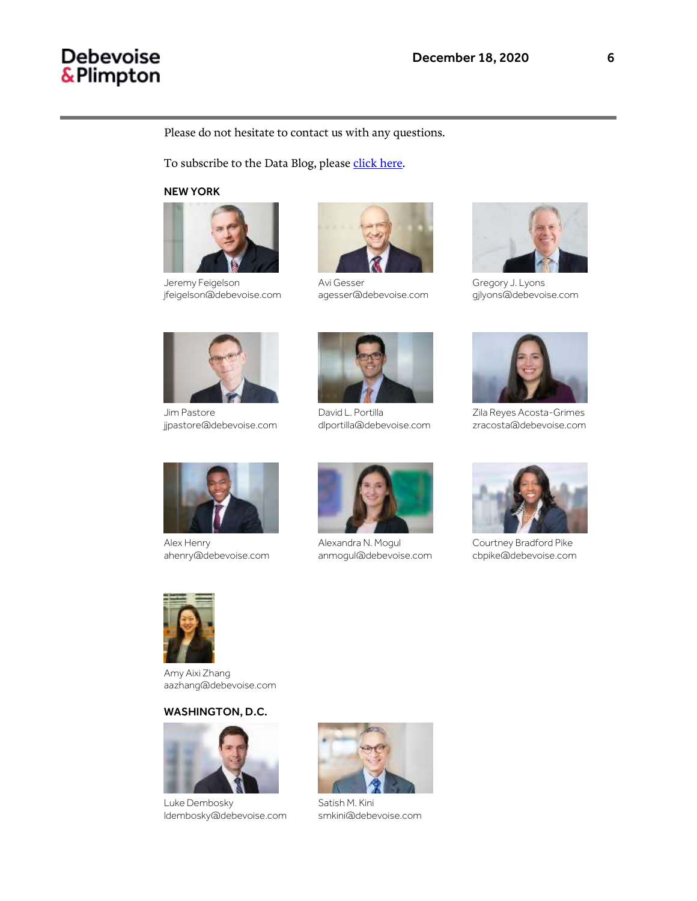Please do not hesitate to contact us with any questions.

To subscribe to the Data Blog, please [click here](#).

**NEW YORK**

Jeremy Feigelson
jfeigelson@debevoise.com

Avi Gesser
agesser@debevoise.com

Gregory J. Lyons
gjlyons@debevoise.com

Jim Pastore
jjpastore@debevoise.com

David L. Portilla
dlportilla@debevoise.com

Zila Reyes Acosta-Grimes
zracosta@debevoise.com

Alex Henry
ahenry@debevoise.com

Alexandra N. Mogul
anmogul@debevoise.com

Courtney Bradford Pike
cbpike@debevoise.com

Amy Aixi Zhang
aazhang@debevoise.com

**WASHINGTON, D.C.**

Luke Dembosky
ldembosky@debevoise.com

Satish M. Kini
smkini@debevoise.com